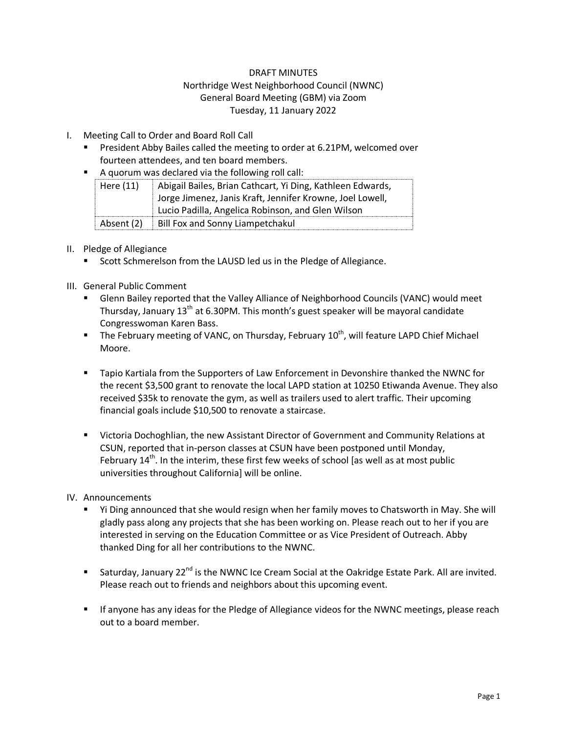DRAFT MINUTES
Northridge West Neighborhood Council (NWNC)
General Board Meeting (GBM) via Zoom
Tuesday, 11 January 2022

I. Meeting Call to Order and Board Roll Call
   - President Abby Bailes called the meeting to order at 6.21PM, welcomed over fourteen attendees, and ten board members.
   - A quorum was declared via the following roll call:

| Here (11) | Abigail Bailes, Brian Cathcart, Yi Ding, Kathleen Edwards, Jorge Jimenez, Janis Kraft, Jennifer Krowne, Joel Lowell, Lucio Padilla, Angelica Robinson, and Glen Wilson |
|---|---|
| Absent (2) | Bill Fox and Sonny Liampetchakul |

II. Pledge of Allegiance
   - Scott Schmerelson from the LAUSD led us in the Pledge of Allegiance.

III. General Public Comment
   - Glenn Bailey reported that the Valley Alliance of Neighborhood Councils (VANC) would meet Thursday, January 13th at 6.30PM. This month's guest speaker will be mayoral candidate Congresswoman Karen Bass.
   - The February meeting of VANC, on Thursday, February 10th, will feature LAPD Chief Michael Moore.
   - Tapio Kartiala from the Supporters of Law Enforcement in Devonshire thanked the NWNC for the recent $3,500 grant to renovate the local LAPD station at 10250 Etiwanda Avenue. They also received $35k to renovate the gym, as well as trailers used to alert traffic. Their upcoming financial goals include $10,500 to renovate a staircase.
   - Victoria Dochoghlian, the new Assistant Director of Government and Community Relations at CSUN, reported that in-person classes at CSUN have been postponed until Monday, February 14th. In the interim, these first few weeks of school [as well as at most public universities throughout California] will be online.

IV. Announcements
   - Yi Ding announced that she would resign when her family moves to Chatsworth in May. She will gladly pass along any projects that she has been working on. Please reach out to her if you are interested in serving on the Education Committee or as Vice President of Outreach. Abby thanked Ding for all her contributions to the NWNC.
   - Saturday, January 22nd is the NWNC Ice Cream Social at the Oakridge Estate Park. All are invited. Please reach out to friends and neighbors about this upcoming event.
   - If anyone has any ideas for the Pledge of Allegiance videos for the NWNC meetings, please reach out to a board member.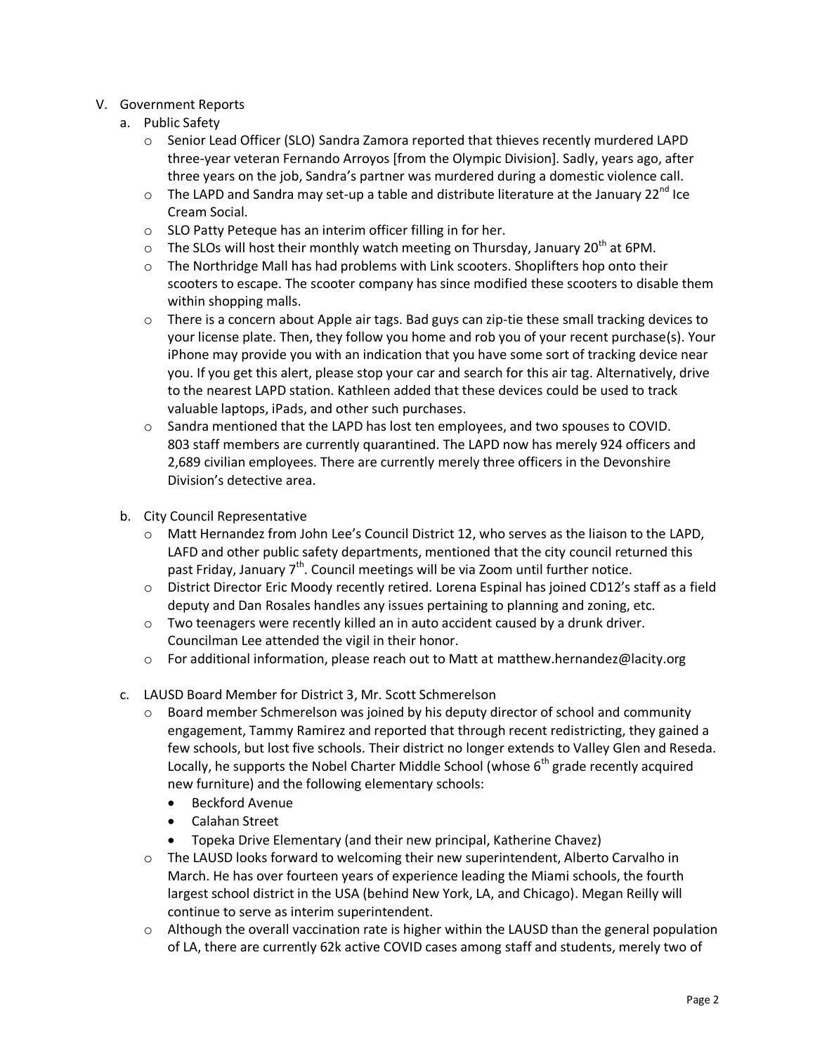V. Government Reports

a. Public Safety

- Senior Lead Officer (SLO) Sandra Zamora reported that thieves recently murdered LAPD three-year veteran Fernando Arroyos [from the Olympic Division]. Sadly, years ago, after three years on the job, Sandra's partner was murdered during a domestic violence call.
- The LAPD and Sandra may set-up a table and distribute literature at the January 22nd Ice Cream Social.
- SLO Patty Peteque has an interim officer filling in for her.
- The SLOs will host their monthly watch meeting on Thursday, January 20th at 6PM.
- The Northridge Mall has had problems with Link scooters. Shoplifters hop onto their scooters to escape. The scooter company has since modified these scooters to disable them within shopping malls.
- There is a concern about Apple air tags. Bad guys can zip-tie these small tracking devices to your license plate. Then, they follow you home and rob you of your recent purchase(s). Your iPhone may provide you with an indication that you have some sort of tracking device near you. If you get this alert, please stop your car and search for this air tag. Alternatively, drive to the nearest LAPD station. Kathleen added that these devices could be used to track valuable laptops, iPads, and other such purchases.
- Sandra mentioned that the LAPD has lost ten employees, and two spouses to COVID. 803 staff members are currently quarantined. The LAPD now has merely 924 officers and 2,689 civilian employees. There are currently merely three officers in the Devonshire Division's detective area.

b. City Council Representative

- Matt Hernandez from John Lee's Council District 12, who serves as the liaison to the LAPD, LAFD and other public safety departments, mentioned that the city council returned this past Friday, January 7th. Council meetings will be via Zoom until further notice.
- District Director Eric Moody recently retired. Lorena Espinal has joined CD12's staff as a field deputy and Dan Rosales handles any issues pertaining to planning and zoning, etc.
- Two teenagers were recently killed an in auto accident caused by a drunk driver. Councilman Lee attended the vigil in their honor.
- For additional information, please reach out to Matt at matthew.hernandez@lacity.org

c. LAUSD Board Member for District 3, Mr. Scott Schmerelson

- Board member Schmerelson was joined by his deputy director of school and community engagement, Tammy Ramirez and reported that through recent redistricting, they gained a few schools, but lost five schools. Their district no longer extends to Valley Glen and Reseda. Locally, he supports the Nobel Charter Middle School (whose 6th grade recently acquired new furniture) and the following elementary schools:
  - Beckford Avenue
  - Calahan Street
  - Topeka Drive Elementary (and their new principal, Katherine Chavez)
- The LAUSD looks forward to welcoming their new superintendent, Alberto Carvalho in March. He has over fourteen years of experience leading the Miami schools, the fourth largest school district in the USA (behind New York, LA, and Chicago). Megan Reilly will continue to serve as interim superintendent.
- Although the overall vaccination rate is higher within the LAUSD than the general population of LA, there are currently 62k active COVID cases among staff and students, merely two of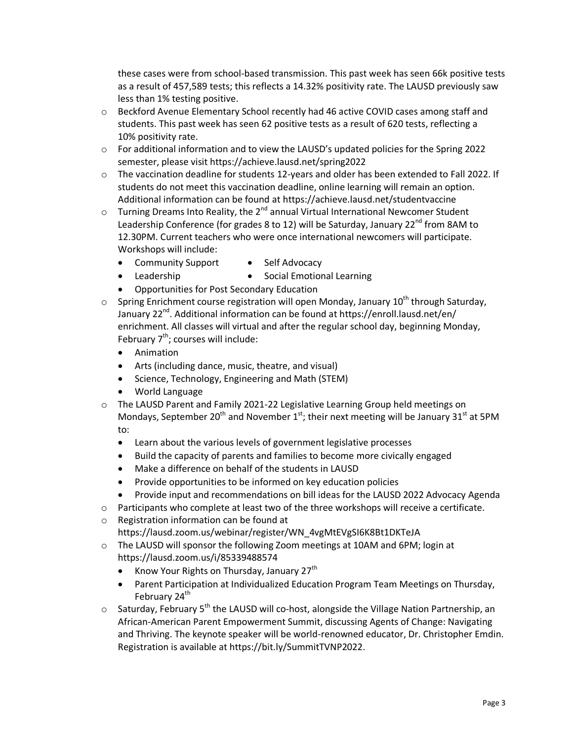these cases were from school-based transmission. This past week has seen 66k positive tests as a result of 457,589 tests; this reflects a 14.32% positivity rate. The LAUSD previously saw less than 1% testing positive.

- Beckford Avenue Elementary School recently had 46 active COVID cases among staff and students. This past week has seen 62 positive tests as a result of 620 tests, reflecting a 10% positivity rate.
- For additional information and to view the LAUSD's updated policies for the Spring 2022 semester, please visit https://achieve.lausd.net/spring2022
- The vaccination deadline for students 12-years and older has been extended to Fall 2022. If students do not meet this vaccination deadline, online learning will remain an option. Additional information can be found at https://achieve.lausd.net/studentvaccine
- Turning Dreams Into Reality, the 2nd annual Virtual International Newcomer Student Leadership Conference (for grades 8 to 12) will be Saturday, January 22nd from 8AM to 12.30PM. Current teachers who were once international newcomers will participate. Workshops will include:
  - Community Support
  - Self Advocacy
  - Leadership
  - Social Emotional Learning
  - Opportunities for Post Secondary Education
- Spring Enrichment course registration will open Monday, January 10th through Saturday, January 22nd. Additional information can be found at https://enroll.lausd.net/en/enrichment. All classes will virtual and after the regular school day, beginning Monday, February 7th; courses will include:
  - Animation
  - Arts (including dance, music, theatre, and visual)
  - Science, Technology, Engineering and Math (STEM)
  - World Language
- The LAUSD Parent and Family 2021-22 Legislative Learning Group held meetings on Mondays, September 20th and November 1st; their next meeting will be January 31st at 5PM to:
  - Learn about the various levels of government legislative processes
  - Build the capacity of parents and families to become more civically engaged
  - Make a difference on behalf of the students in LAUSD
  - Provide opportunities to be informed on key education policies
  - Provide input and recommendations on bill ideas for the LAUSD 2022 Advocacy Agenda
- Participants who complete at least two of the three workshops will receive a certificate.
- Registration information can be found at https://lausd.zoom.us/webinar/register/WN_4vgMtEVgSI6K8Bt1DKTeJA
- The LAUSD will sponsor the following Zoom meetings at 10AM and 6PM; login at https://lausd.zoom.us/i/85339488574
  - Know Your Rights on Thursday, January 27th
  - Parent Participation at Individualized Education Program Team Meetings on Thursday, February 24th
- Saturday, February 5th the LAUSD will co-host, alongside the Village Nation Partnership, an African-American Parent Empowerment Summit, discussing Agents of Change: Navigating and Thriving. The keynote speaker will be world-renowned educator, Dr. Christopher Emdin. Registration is available at https://bit.ly/SummitTVNP2022.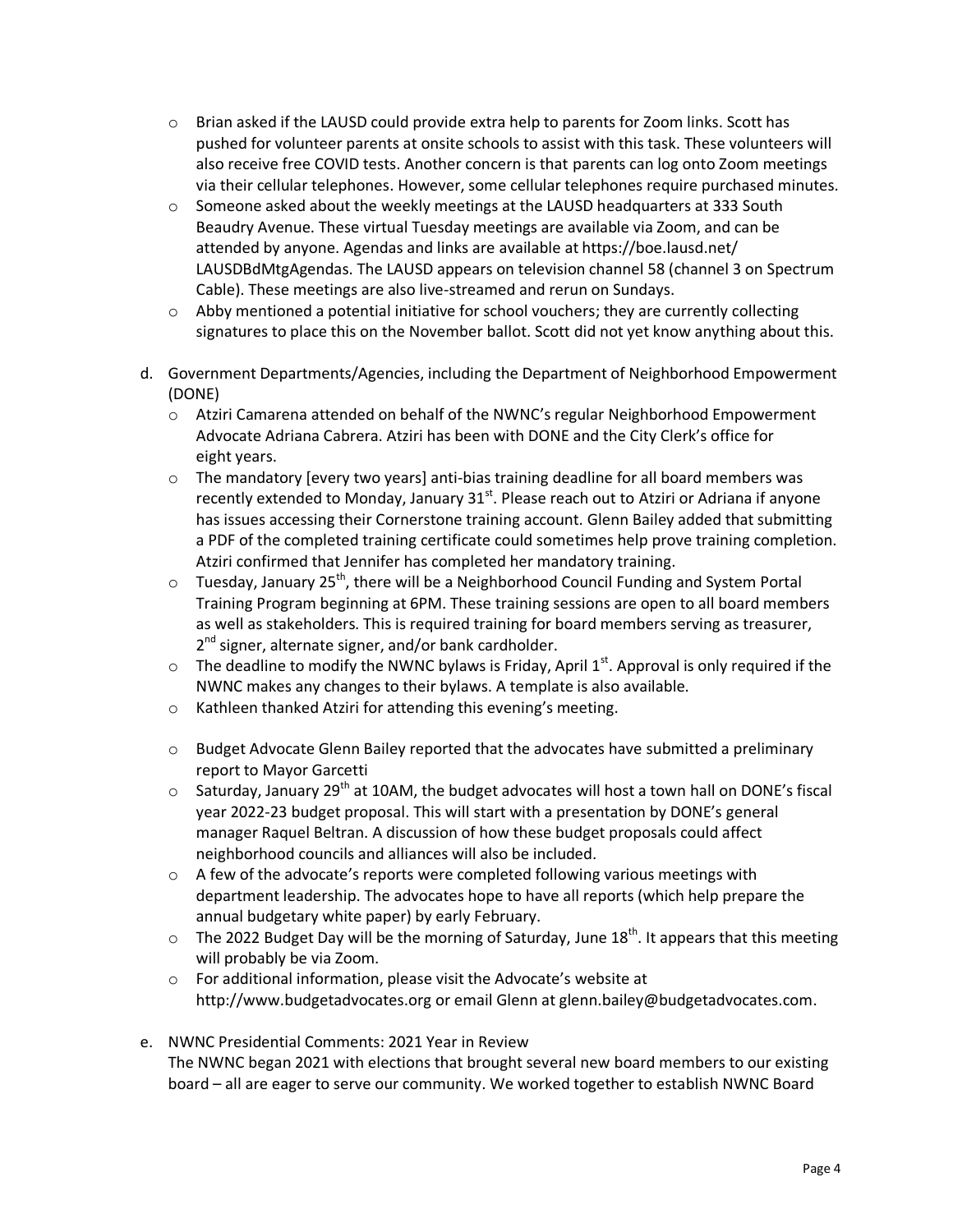- Brian asked if the LAUSD could provide extra help to parents for Zoom links. Scott has pushed for volunteer parents at onsite schools to assist with this task. These volunteers will also receive free COVID tests. Another concern is that parents can log onto Zoom meetings via their cellular telephones. However, some cellular telephones require purchased minutes.
- Someone asked about the weekly meetings at the LAUSD headquarters at 333 South Beaudry Avenue. These virtual Tuesday meetings are available via Zoom, and can be attended by anyone. Agendas and links are available at https://boe.lausd.net/LAUSDBdMtgAgendas. The LAUSD appears on television channel 58 (channel 3 on Spectrum Cable). These meetings are also live-streamed and rerun on Sundays.
- Abby mentioned a potential initiative for school vouchers; they are currently collecting signatures to place this on the November ballot. Scott did not yet know anything about this.

d. Government Departments/Agencies, including the Department of Neighborhood Empowerment (DONE)

- Atziri Camarena attended on behalf of the NWNC's regular Neighborhood Empowerment Advocate Adriana Cabrera. Atziri has been with DONE and the City Clerk's office for eight years.
- The mandatory [every two years] anti-bias training deadline for all board members was recently extended to Monday, January 31st. Please reach out to Atziri or Adriana if anyone has issues accessing their Cornerstone training account. Glenn Bailey added that submitting a PDF of the completed training certificate could sometimes help prove training completion. Atziri confirmed that Jennifer has completed her mandatory training.
- Tuesday, January 25th, there will be a Neighborhood Council Funding and System Portal Training Program beginning at 6PM. These training sessions are open to all board members as well as stakeholders. This is required training for board members serving as treasurer, 2nd signer, alternate signer, and/or bank cardholder.
- The deadline to modify the NWNC bylaws is Friday, April 1st. Approval is only required if the NWNC makes any changes to their bylaws. A template is also available.
- Kathleen thanked Atziri for attending this evening's meeting.

- Budget Advocate Glenn Bailey reported that the advocates have submitted a preliminary report to Mayor Garcetti
- Saturday, January 29th at 10AM, the budget advocates will host a town hall on DONE's fiscal year 2022-23 budget proposal. This will start with a presentation by DONE's general manager Raquel Beltran. A discussion of how these budget proposals could affect neighborhood councils and alliances will also be included.
- A few of the advocate's reports were completed following various meetings with department leadership. The advocates hope to have all reports (which help prepare the annual budgetary white paper) by early February.
- The 2022 Budget Day will be the morning of Saturday, June 18th. It appears that this meeting will probably be via Zoom.
- For additional information, please visit the Advocate's website at http://www.budgetadvocates.org or email Glenn at glenn.bailey@budgetadvocates.com.

e. NWNC Presidential Comments: 2021 Year in Review

The NWNC began 2021 with elections that brought several new board members to our existing board – all are eager to serve our community. We worked together to establish NWNC Board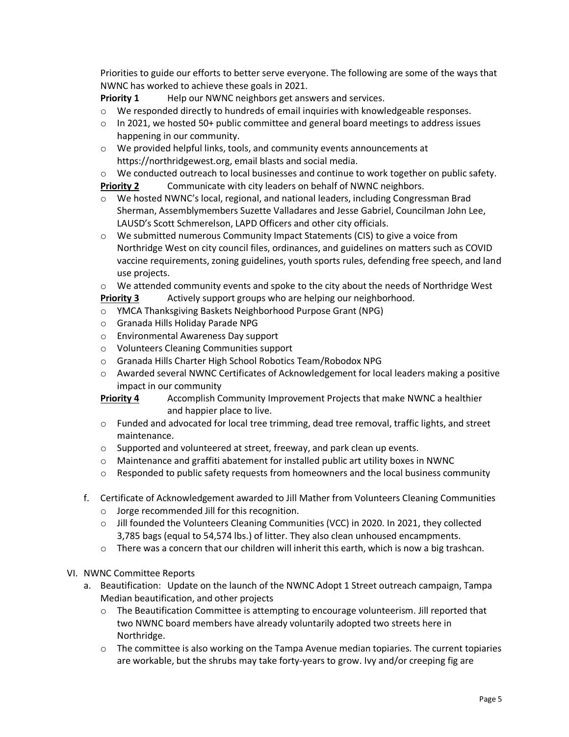Priorities to guide our efforts to better serve everyone. The following are some of the ways that NWNC has worked to achieve these goals in 2021.

**Priority 1** Help our NWNC neighbors get answers and services.

- We responded directly to hundreds of email inquiries with knowledgeable responses.
- In 2021, we hosted 50+ public committee and general board meetings to address issues happening in our community.
- We provided helpful links, tools, and community events announcements at https://northridgewest.org, email blasts and social media.
- We conducted outreach to local businesses and continue to work together on public safety.

**Priority 2** Communicate with city leaders on behalf of NWNC neighbors.

- We hosted NWNC's local, regional, and national leaders, including Congressman Brad Sherman, Assemblymembers Suzette Valladares and Jesse Gabriel, Councilman John Lee, LAUSD's Scott Schmerelson, LAPD Officers and other city officials.
- We submitted numerous Community Impact Statements (CIS) to give a voice from Northridge West on city council files, ordinances, and guidelines on matters such as COVID vaccine requirements, zoning guidelines, youth sports rules, defending free speech, and land use projects.
- We attended community events and spoke to the city about the needs of Northridge West

**Priority 3** Actively support groups who are helping our neighborhood.

- YMCA Thanksgiving Baskets Neighborhood Purpose Grant (NPG)
- Granada Hills Holiday Parade NPG
- Environmental Awareness Day support
- Volunteers Cleaning Communities support
- Granada Hills Charter High School Robotics Team/Robodox NPG
- Awarded several NWNC Certificates of Acknowledgement for local leaders making a positive impact in our community

**Priority 4** Accomplish Community Improvement Projects that make NWNC a healthier and happier place to live.

- Funded and advocated for local tree trimming, dead tree removal, traffic lights, and street maintenance.
- Supported and volunteered at street, freeway, and park clean up events.
- Maintenance and graffiti abatement for installed public art utility boxes in NWNC
- Responded to public safety requests from homeowners and the local business community

f. Certificate of Acknowledgement awarded to Jill Mather from Volunteers Cleaning Communities
   - Jorge recommended Jill for this recognition.
   - Jill founded the Volunteers Cleaning Communities (VCC) in 2020. In 2021, they collected 3,785 bags (equal to 54,574 lbs.) of litter. They also clean unhoused encampments.
   - There was a concern that our children will inherit this earth, which is now a big trashcan.

VI. NWNC Committee Reports

a. Beautification: Update on the launch of the NWNC Adopt 1 Street outreach campaign, Tampa Median beautification, and other projects
   - The Beautification Committee is attempting to encourage volunteerism. Jill reported that two NWNC board members have already voluntarily adopted two streets here in Northridge.
   - The committee is also working on the Tampa Avenue median topiaries. The current topiaries are workable, but the shrubs may take forty-years to grow. Ivy and/or creeping fig are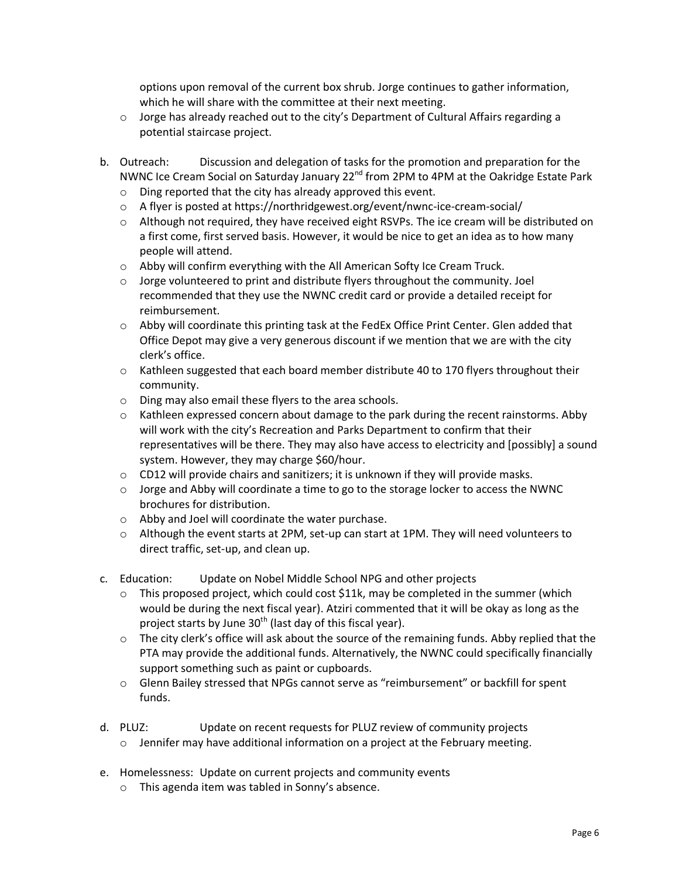options upon removal of the current box shrub. Jorge continues to gather information, which he will share with the committee at their next meeting.

- Jorge has already reached out to the city's Department of Cultural Affairs regarding a potential staircase project.

b. Outreach: Discussion and delegation of tasks for the promotion and preparation for the NWNC Ice Cream Social on Saturday January 22nd from 2PM to 4PM at the Oakridge Estate Park

- Ding reported that the city has already approved this event.
- A flyer is posted at https://northridgewest.org/event/nwnc-ice-cream-social/
- Although not required, they have received eight RSVPs. The ice cream will be distributed on a first come, first served basis. However, it would be nice to get an idea as to how many people will attend.
- Abby will confirm everything with the All American Softy Ice Cream Truck.
- Jorge volunteered to print and distribute flyers throughout the community. Joel recommended that they use the NWNC credit card or provide a detailed receipt for reimbursement.
- Abby will coordinate this printing task at the FedEx Office Print Center. Glen added that Office Depot may give a very generous discount if we mention that we are with the city clerk's office.
- Kathleen suggested that each board member distribute 40 to 170 flyers throughout their community.
- Ding may also email these flyers to the area schools.
- Kathleen expressed concern about damage to the park during the recent rainstorms. Abby will work with the city's Recreation and Parks Department to confirm that their representatives will be there. They may also have access to electricity and [possibly] a sound system. However, they may charge $60/hour.
- CD12 will provide chairs and sanitizers; it is unknown if they will provide masks.
- Jorge and Abby will coordinate a time to go to the storage locker to access the NWNC brochures for distribution.
- Abby and Joel will coordinate the water purchase.
- Although the event starts at 2PM, set-up can start at 1PM. They will need volunteers to direct traffic, set-up, and clean up.

c. Education: Update on Nobel Middle School NPG and other projects

- This proposed project, which could cost $11k, may be completed in the summer (which would be during the next fiscal year). Atziri commented that it will be okay as long as the project starts by June 30th (last day of this fiscal year).
- The city clerk's office will ask about the source of the remaining funds. Abby replied that the PTA may provide the additional funds. Alternatively, the NWNC could specifically financially support something such as paint or cupboards.
- Glenn Bailey stressed that NPGs cannot serve as "reimbursement" or backfill for spent funds.

d. PLUZ: Update on recent requests for PLUZ review of community projects

- Jennifer may have additional information on a project at the February meeting.

e. Homelessness: Update on current projects and community events

- This agenda item was tabled in Sonny's absence.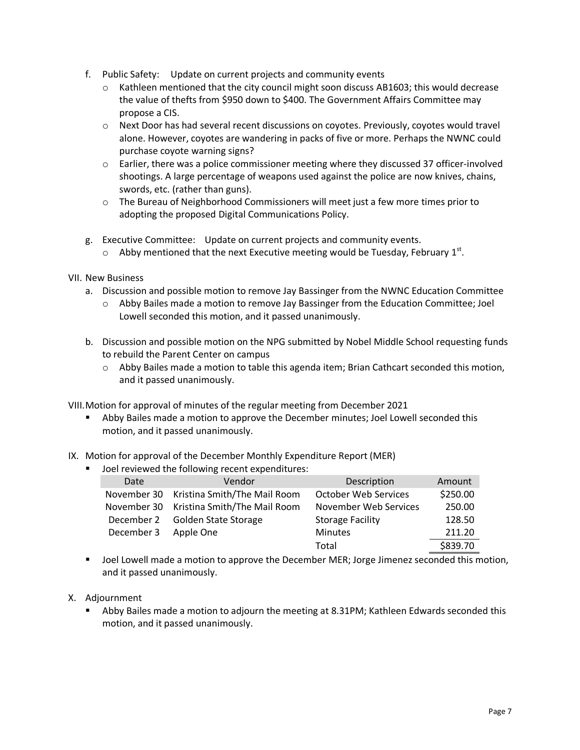f. Public Safety: Update on current projects and community events
   - Kathleen mentioned that the city council might soon discuss AB1603; this would decrease the value of thefts from $950 down to $400. The Government Affairs Committee may propose a CIS.
   - Next Door has had several recent discussions on coyotes. Previously, coyotes would travel alone. However, coyotes are wandering in packs of five or more. Perhaps the NWNC could purchase coyote warning signs?
   - Earlier, there was a police commissioner meeting where they discussed 37 officer-involved shootings. A large percentage of weapons used against the police are now knives, chains, swords, etc. (rather than guns).
   - The Bureau of Neighborhood Commissioners will meet just a few more times prior to adopting the proposed Digital Communications Policy.

g. Executive Committee: Update on current projects and community events.
   - Abby mentioned that the next Executive meeting would be Tuesday, February 1st.

VII. New Business

a. Discussion and possible motion to remove Jay Bassinger from the NWNC Education Committee
   - Abby Bailes made a motion to remove Jay Bassinger from the Education Committee; Joel Lowell seconded this motion, and it passed unanimously.

b. Discussion and possible motion on the NPG submitted by Nobel Middle School requesting funds to rebuild the Parent Center on campus
   - Abby Bailes made a motion to table this agenda item; Brian Cathcart seconded this motion, and it passed unanimously.

VIII. Motion for approval of minutes of the regular meeting from December 2021

- Abby Bailes made a motion to approve the December minutes; Joel Lowell seconded this motion, and it passed unanimously.

IX. Motion for approval of the December Monthly Expenditure Report (MER)

- Joel reviewed the following recent expenditures:

| Date | Vendor | Description | Amount |
|---|---|---|---|
| November 30 | Kristina Smith/The Mail Room | October Web Services | $250.00 |
| November 30 | Kristina Smith/The Mail Room | November Web Services | 250.00 |
| December 2 | Golden State Storage | Storage Facility | 128.50 |
| December 3 | Apple One | Minutes | 211.20 |
| | | Total | $839.70 |

- Joel Lowell made a motion to approve the December MER; Jorge Jimenez seconded this motion, and it passed unanimously.

X. Adjournment

- Abby Bailes made a motion to adjourn the meeting at 8.31PM; Kathleen Edwards seconded this motion, and it passed unanimously.